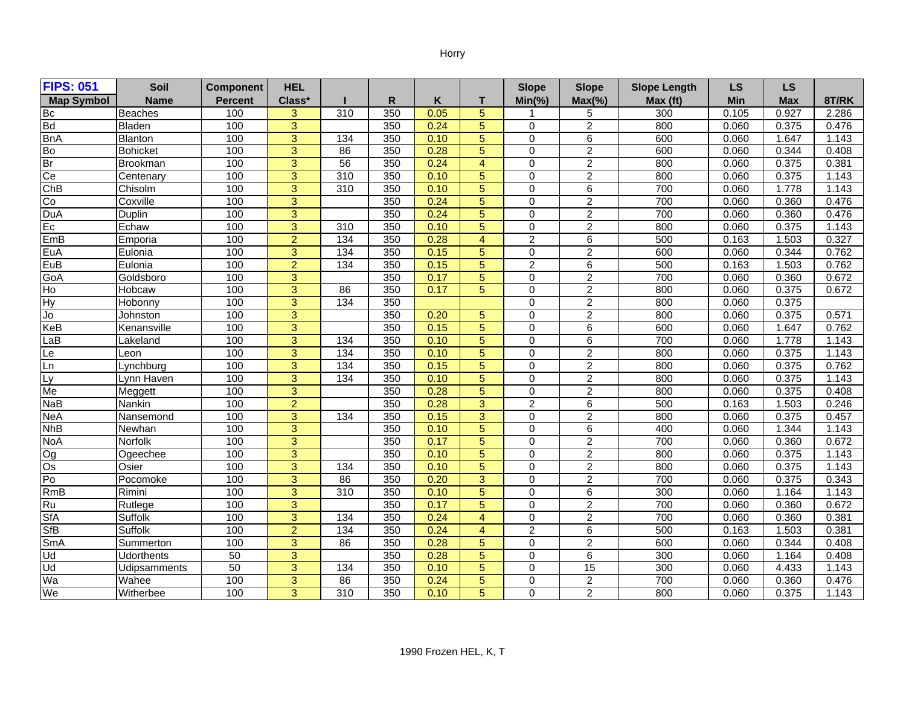Horry

| FIPS: 051 Map Symbol | Soil Name | Component Percent | HEL Class* | I | R | K | T | Slope Min(%) | Slope Max(%) | Slope Length Max (ft) | LS Min | LS Max | 8T/RK |
|---|---|---|---|---|---|---|---|---|---|---|---|---|---|
| Bc | Beaches | 100 | 3 | 310 | 350 | 0.05 | 5 | 1 | 5 | 300 | 0.105 | 0.927 | 2.286 |
| Bd | Bladen | 100 | 3 | | 350 | 0.24 | 5 | 0 | 2 | 800 | 0.060 | 0.375 | 0.476 |
| BnA | Blanton | 100 | 3 | 134 | 350 | 0.10 | 5 | 0 | 6 | 600 | 0.060 | 1.647 | 1.143 |
| Bo | Bohicket | 100 | 3 | 86 | 350 | 0.28 | 5 | 0 | 2 | 600 | 0.060 | 0.344 | 0.408 |
| Br | Brookman | 100 | 3 | 56 | 350 | 0.24 | 4 | 0 | 2 | 800 | 0.060 | 0.375 | 0.381 |
| Ce | Centenary | 100 | 3 | 310 | 350 | 0.10 | 5 | 0 | 2 | 800 | 0.060 | 0.375 | 1.143 |
| ChB | Chisolm | 100 | 3 | 310 | 350 | 0.10 | 5 | 0 | 6 | 700 | 0.060 | 1.778 | 1.143 |
| Co | Coxville | 100 | 3 | | 350 | 0.24 | 5 | 0 | 2 | 700 | 0.060 | 0.360 | 0.476 |
| DuA | Duplin | 100 | 3 | | 350 | 0.24 | 5 | 0 | 2 | 700 | 0.060 | 0.360 | 0.476 |
| Ec | Echaw | 100 | 3 | 310 | 350 | 0.10 | 5 | 0 | 2 | 800 | 0.060 | 0.375 | 1.143 |
| EmB | Emporia | 100 | 2 | 134 | 350 | 0.28 | 4 | 2 | 6 | 500 | 0.163 | 1.503 | 0.327 |
| EuA | Eulonia | 100 | 3 | 134 | 350 | 0.15 | 5 | 0 | 2 | 600 | 0.060 | 0.344 | 0.762 |
| EuB | Eulonia | 100 | 2 | 134 | 350 | 0.15 | 5 | 2 | 6 | 500 | 0.163 | 1.503 | 0.762 |
| GoA | Goldsboro | 100 | 3 | | 350 | 0.17 | 5 | 0 | 2 | 700 | 0.060 | 0.360 | 0.672 |
| Ho | Hobcaw | 100 | 3 | 86 | 350 | 0.17 | 5 | 0 | 2 | 800 | 0.060 | 0.375 | 0.672 |
| Hy | Hobonny | 100 | 3 | 134 | 350 | | | 0 | 2 | 800 | 0.060 | 0.375 | |
| Jo | Johnston | 100 | 3 | | 350 | 0.20 | 5 | 0 | 2 | 800 | 0.060 | 0.375 | 0.571 |
| KeB | Kenansville | 100 | 3 | | 350 | 0.15 | 5 | 0 | 6 | 600 | 0.060 | 1.647 | 0.762 |
| LaB | Lakeland | 100 | 3 | 134 | 350 | 0.10 | 5 | 0 | 6 | 700 | 0.060 | 1.778 | 1.143 |
| Le | Leon | 100 | 3 | 134 | 350 | 0.10 | 5 | 0 | 2 | 800 | 0.060 | 0.375 | 1.143 |
| Ln | Lynchburg | 100 | 3 | 134 | 350 | 0.15 | 5 | 0 | 2 | 800 | 0.060 | 0.375 | 0.762 |
| Ly | Lynn Haven | 100 | 3 | 134 | 350 | 0.10 | 5 | 0 | 2 | 800 | 0.060 | 0.375 | 1.143 |
| Me | Meggett | 100 | 3 | | 350 | 0.28 | 5 | 0 | 2 | 800 | 0.060 | 0.375 | 0.408 |
| NaB | Nankin | 100 | 2 | | 350 | 0.28 | 3 | 2 | 6 | 500 | 0.163 | 1.503 | 0.246 |
| NeA | Nansemond | 100 | 3 | 134 | 350 | 0.15 | 3 | 0 | 2 | 800 | 0.060 | 0.375 | 0.457 |
| NhB | Newhan | 100 | 3 | | 350 | 0.10 | 5 | 0 | 6 | 400 | 0.060 | 1.344 | 1.143 |
| NoA | Norfolk | 100 | 3 | | 350 | 0.17 | 5 | 0 | 2 | 700 | 0.060 | 0.360 | 0.672 |
| Og | Ogeechee | 100 | 3 | | 350 | 0.10 | 5 | 0 | 2 | 800 | 0.060 | 0.375 | 1.143 |
| Os | Osier | 100 | 3 | 134 | 350 | 0.10 | 5 | 0 | 2 | 800 | 0.060 | 0.375 | 1.143 |
| Po | Pocomoke | 100 | 3 | 86 | 350 | 0.20 | 3 | 0 | 2 | 700 | 0.060 | 0.375 | 0.343 |
| RmB | Rimini | 100 | 3 | 310 | 350 | 0.10 | 5 | 0 | 6 | 300 | 0.060 | 1.164 | 1.143 |
| Ru | Rutlege | 100 | 3 | | 350 | 0.17 | 5 | 0 | 2 | 700 | 0.060 | 0.360 | 0.672 |
| SfA | Suffolk | 100 | 3 | 134 | 350 | 0.24 | 4 | 0 | 2 | 700 | 0.060 | 0.360 | 0.381 |
| SfB | Suffolk | 100 | 2 | 134 | 350 | 0.24 | 4 | 2 | 6 | 500 | 0.163 | 1.503 | 0.381 |
| SmA | Summerton | 100 | 3 | 86 | 350 | 0.28 | 5 | 0 | 2 | 600 | 0.060 | 0.344 | 0.408 |
| Ud | Udorthents | 50 | 3 | | 350 | 0.28 | 5 | 0 | 6 | 300 | 0.060 | 1.164 | 0.408 |
| Ud | Udipsamments | 50 | 3 | 134 | 350 | 0.10 | 5 | 0 | 15 | 300 | 0.060 | 4.433 | 1.143 |
| Wa | Wahee | 100 | 3 | 86 | 350 | 0.24 | 5 | 0 | 2 | 700 | 0.060 | 0.360 | 0.476 |
| We | Witherbee | 100 | 3 | 310 | 350 | 0.10 | 5 | 0 | 2 | 800 | 0.060 | 0.375 | 1.143 |

1990 Frozen HEL, K, T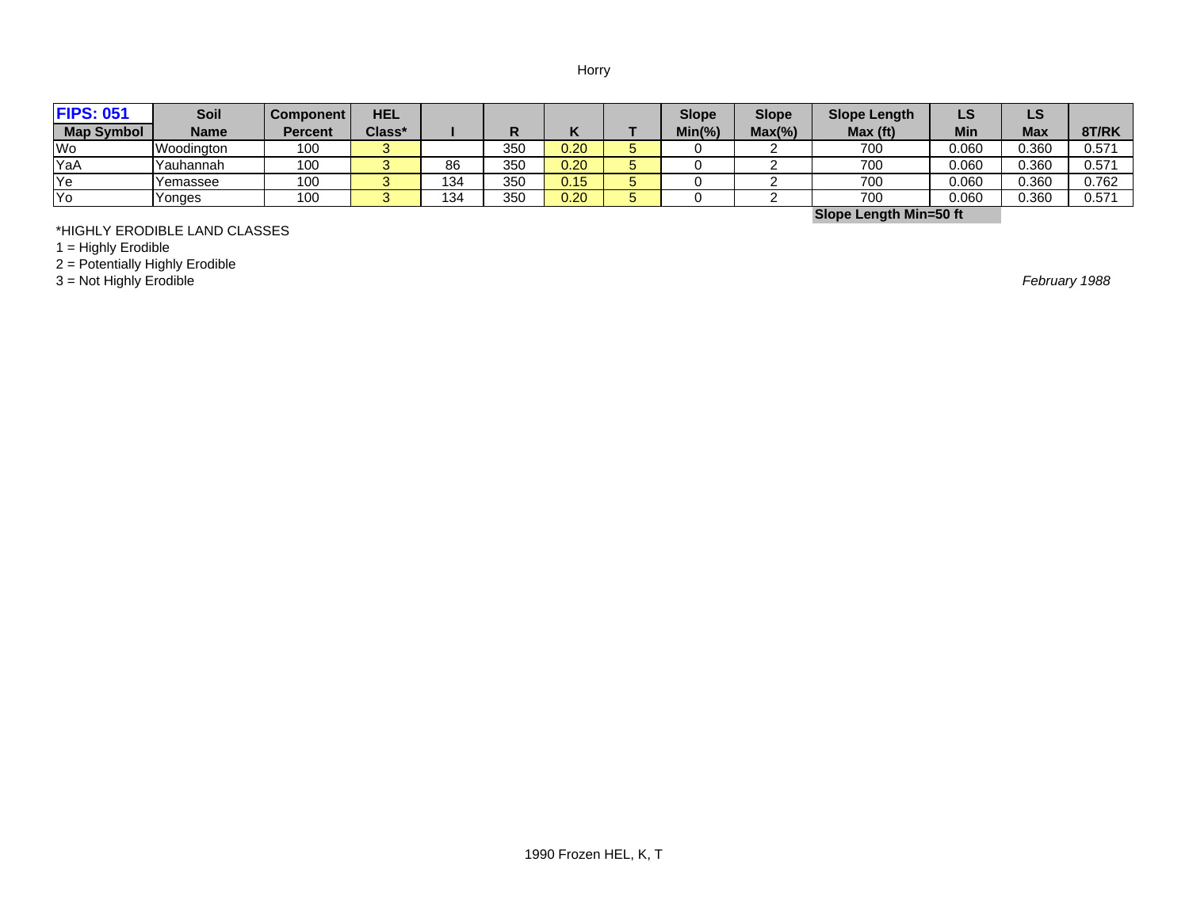Horry

| FIPS: 051 Map Symbol | Soil Name | Component Percent | HEL Class* | I | R | K | T | Slope Min(%) | Slope Max(%) | Slope Length Max (ft) | LS Min | LS Max | 8T/RK |
|---|---|---|---|---|---|---|---|---|---|---|---|---|---|
| Wo | Woodington | 100 | 3 | | 350 | 0.20 | 5 | 0 | 2 | 700 | 0.060 | 0.360 | 0.571 |
| YaA | Yauhannah | 100 | 3 | 86 | 350 | 0.20 | 5 | 0 | 2 | 700 | 0.060 | 0.360 | 0.571 |
| Ye | Yemassee | 100 | 3 | 134 | 350 | 0.15 | 5 | 0 | 2 | 700 | 0.060 | 0.360 | 0.762 |
| Yo | Yonges | 100 | 3 | 134 | 350 | 0.20 | 5 | 0 | 2 | 700 | 0.060 | 0.360 | 0.571 |

**Slope Length Min=50 ft**

*HIGHLY ERODIBLE LAND CLASSES

1 = Highly Erodible

2 = Potentially Highly Erodible

3 = Not Highly Erodible

*February 1988*

1990 Frozen HEL, K, T